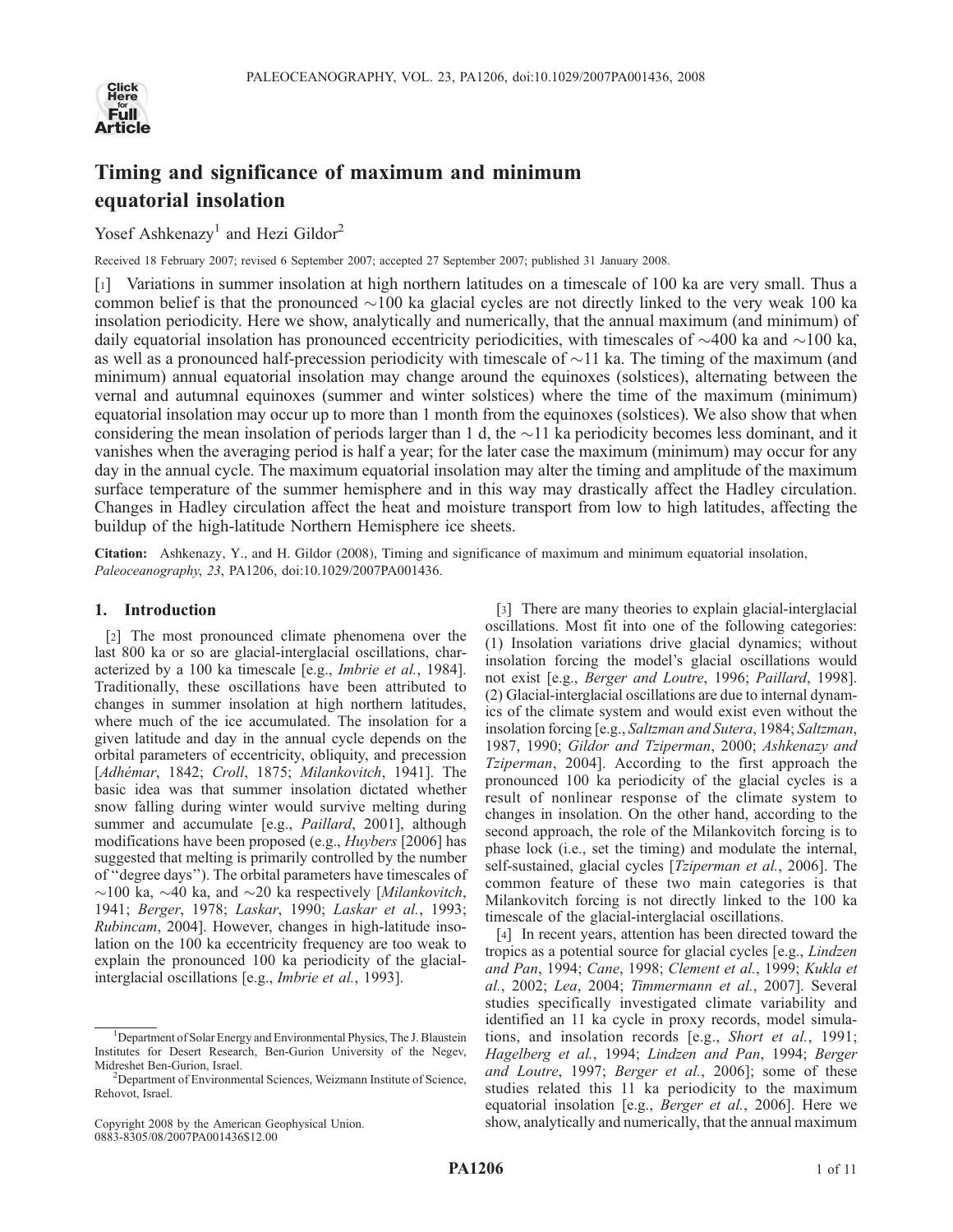# Timing and significance of maximum and minimum equatorial insolation

Yosef Ashkenazy[1] and Hezi Gildor[2]

Received 18 February 2007; revised 6 September 2007; accepted 27 September 2007; published 31 January 2008.

[1] Variations in summer insolation at high northern latitudes on a timescale of 100 ka are very small. Thus a common belief is that the pronounced ~100 ka glacial cycles are not directly linked to the very weak 100 ka insolation periodicity. Here we show, analytically and numerically, that the annual maximum (and minimum) of daily equatorial insolation has pronounced eccentricity periodicities, with timescales of ~400 ka and ~100 ka, as well as a pronounced half-precession periodicity with timescale of ~11 ka. The timing of the maximum (and minimum) annual equatorial insolation may change around the equinoxes (solstices), alternating between the vernal and autumnal equinoxes (summer and winter solstices) where the time of the maximum (minimum) equatorial insolation may occur up to more than 1 month from the equinoxes (solstices). We also show that when considering the mean insolation of periods larger than 1 d, the ~11 ka periodicity becomes less dominant, and it vanishes when the averaging period is half a year; for the later case the maximum (minimum) may occur for any day in the annual cycle. The maximum equatorial insolation may alter the timing and amplitude of the maximum surface temperature of the summer hemisphere and in this way may drastically affect the Hadley circulation. Changes in Hadley circulation affect the heat and moisture transport from low to high latitudes, affecting the buildup of the high-latitude Northern Hemisphere ice sheets.

**Citation:** Ashkenazy, Y., and H. Gildor (2008), Timing and significance of maximum and minimum equatorial insolation, *Paleoceanography*, *23*, PA1206, doi:10.1029/2007PA001436.

## 1. Introduction

[2] The most pronounced climate phenomena over the last 800 ka or so are glacial-interglacial oscillations, characterized by a 100 ka timescale [e.g., *Imbrie et al.*, 1984]. Traditionally, these oscillations have been attributed to changes in summer insolation at high northern latitudes, where much of the ice accumulated. The insolation for a given latitude and day in the annual cycle depends on the orbital parameters of eccentricity, obliquity, and precession [*Adhémar*, 1842; *Croll*, 1875; *Milankovitch*, 1941]. The basic idea was that summer insolation dictated whether snow falling during winter would survive melting during summer and accumulate [e.g., *Paillard*, 2001], although modifications have been proposed (e.g., *Huybers* [2006] has suggested that melting is primarily controlled by the number of "degree days"). The orbital parameters have timescales of ~100 ka, ~40 ka, and ~20 ka respectively [*Milankovitch*, 1941; *Berger*, 1978; *Laskar*, 1990; *Laskar et al.*, 1993; *Rubincam*, 2004]. However, changes in high-latitude insolation on the 100 ka eccentricity frequency are too weak to explain the pronounced 100 ka periodicity of the glacial-interglacial oscillations [e.g., *Imbrie et al.*, 1993].

[3] There are many theories to explain glacial-interglacial oscillations. Most fit into one of the following categories: (1) Insolation variations drive glacial dynamics; without insolation forcing the model's glacial oscillations would not exist [e.g., *Berger and Loutre*, 1996; *Paillard*, 1998]. (2) Glacial-interglacial oscillations are due to internal dynamics of the climate system and would exist even without the insolation forcing [e.g., *Saltzman and Sutera*, 1984; *Saltzman*, 1987, 1990; *Gildor and Tziperman*, 2000; *Ashkenazy and Tziperman*, 2004]. According to the first approach the pronounced 100 ka periodicity of the glacial cycles is a result of nonlinear response of the climate system to changes in insolation. On the other hand, according to the second approach, the role of the Milankovitch forcing is to phase lock (i.e., set the timing) and modulate the internal, self-sustained, glacial cycles [*Tziperman et al.*, 2006]. The common feature of these two main categories is that Milankovitch forcing is not directly linked to the 100 ka timescale of the glacial-interglacial oscillations.

[4] In recent years, attention has been directed toward the tropics as a potential source for glacial cycles [e.g., *Lindzen and Pan*, 1994; *Cane*, 1998; *Clement et al.*, 1999; *Kukla et al.*, 2002; *Lea*, 2004; *Timmermann et al.*, 2007]. Several studies specifically investigated climate variability and identified an 11 ka cycle in proxy records, model simulations, and insolation records [e.g., *Short et al.*, 1991; *Hagelberg et al.*, 1994; *Lindzen and Pan*, 1994; *Berger and Loutre*, 1997; *Berger et al.*, 2006]; some of these studies related this 11 ka periodicity to the maximum equatorial insolation [e.g., *Berger et al.*, 2006]. Here we show, analytically and numerically, that the annual maximum

[1] Department of Solar Energy and Environmental Physics, The J. Blaustein Institutes for Desert Research, Ben-Gurion University of the Negev, Midreshet Ben-Gurion, Israel.

[2] Department of Environmental Sciences, Weizmann Institute of Science, Rehovot, Israel.

Copyright 2008 by the American Geophysical Union.
0883-8305/08/2007PA001436$12.00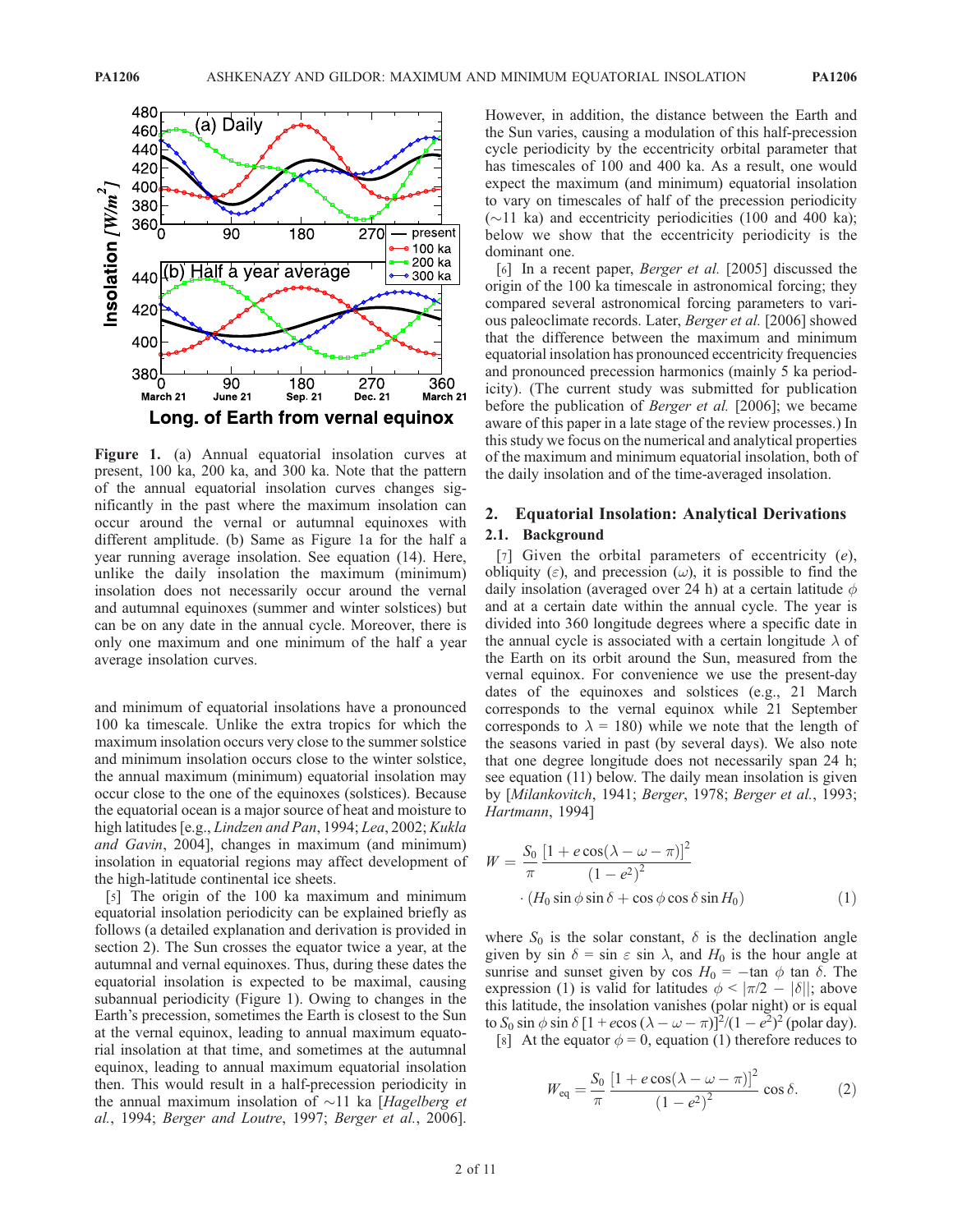**Figure 1.** (a) Annual equatorial insolation curves at present, 100 ka, 200 ka, and 300 ka. Note that the pattern of the annual equatorial insolation curves changes significantly in the past where the maximum insolation can occur around the vernal or autumnal equinoxes with different amplitude. (b) Same as Figure 1a for the half a year running average insolation. See equation (14). Here, unlike the daily insolation the maximum (minimum) insolation does not necessarily occur around the vernal and autumnal equinoxes (summer and winter solstices) but can be on any date in the annual cycle. Moreover, there is only one maximum and one minimum of the half a year average insolation curves.

and minimum of equatorial insolations have a pronounced 100 ka timescale. Unlike the extra tropics for which the maximum insolation occurs very close to the summer solstice and minimum insolation occurs close to the winter solstice, the annual maximum (minimum) equatorial insolation may occur close to the one of the equinoxes (solstices). Because the equatorial ocean is a major source of heat and moisture to high latitudes [e.g., *Lindzen and Pan*, 1994; *Lea*, 2002; *Kukla and Gavin*, 2004], changes in maximum (and minimum) insolation in equatorial regions may affect development of the high-latitude continental ice sheets.

[5] The origin of the 100 ka maximum and minimum equatorial insolation periodicity can be explained briefly as follows (a detailed explanation and derivation is provided in section 2). The Sun crosses the equator twice a year, at the autumnal and vernal equinoxes. Thus, during these dates the equatorial insolation is expected to be maximal, causing subannual periodicity (Figure 1). Owing to changes in the Earth's precession, sometimes the Earth is closest to the Sun at the vernal equinox, leading to annual maximum equatorial insolation at that time, and sometimes at the autumnal equinox, leading to annual maximum equatorial insolation then. This would result in a half-precession periodicity in the annual maximum insolation of ~11 ka [*Hagelberg et al.*, 1994; *Berger and Loutre*, 1997; *Berger et al.*, 2006]. However, in addition, the distance between the Earth and the Sun varies, causing a modulation of this half-precession cycle periodicity by the eccentricity orbital parameter that has timescales of 100 and 400 ka. As a result, one would expect the maximum (and minimum) equatorial insolation to vary on timescales of half of the precession periodicity (~11 ka) and eccentricity periodicities (100 and 400 ka); below we show that the eccentricity periodicity is the dominant one.

[6] In a recent paper, *Berger et al.* [2005] discussed the origin of the 100 ka timescale in astronomical forcing; they compared several astronomical forcing parameters to various paleoclimate records. Later, *Berger et al.* [2006] showed that the difference between the maximum and minimum equatorial insolation has pronounced eccentricity frequencies and pronounced precession harmonics (mainly 5 ka periodicity). (The current study was submitted for publication before the publication of *Berger et al.* [2006]; we became aware of this paper in a late stage of the review processes.) In this study we focus on the numerical and analytical properties of the maximum and minimum equatorial insolation, both of the daily insolation and of the time-averaged insolation.

## 2. Equatorial Insolation: Analytical Derivations

### 2.1. Background

[7] Given the orbital parameters of eccentricity ($e$), obliquity ($\varepsilon$), and precession ($\omega$), it is possible to find the daily insolation (averaged over 24 h) at a certain latitude $\phi$ and at a certain date within the annual cycle. The year is divided into 360 longitude degrees where a specific date in the annual cycle is associated with a certain longitude $\lambda$ of the Earth on its orbit around the Sun, measured from the vernal equinox. For convenience we use the present-day dates of the equinoxes and solstices (e.g., 21 March corresponds to the vernal equinox while 21 September corresponds to $\lambda = 180$) while we note that the length of the seasons varied in past (by several days). We also note that one degree longitude does not necessarily span 24 h; see equation (11) below. The daily mean insolation is given by [*Milankovitch*, 1941; *Berger*, 1978; *Berger et al.*, 1993; *Hartmann*, 1994]

$$W = \frac{S_0}{\pi}\frac{\left[1 + e\cos(\lambda - \omega - \pi)\right]^2}{\left(1 - e^2\right)^2} \cdot \left(H_0 \sin\phi \sin\delta + \cos\phi \cos\delta \sin H_0\right) \qquad (1)$$

where $S_0$ is the solar constant, $\delta$ is the declination angle given by $\sin\delta = \sin\varepsilon \sin\lambda$, and $H_0$ is the hour angle at sunrise and sunset given by $\cos H_0 = -\tan\phi \tan\delta$. The expression (1) is valid for latitudes $\phi < |\pi/2 - |\delta||$; above this latitude, the insolation vanishes (polar night) or is equal to $S_0 \sin\phi \sin\delta\, [1 + e\cos(\lambda - \omega - \pi)]^2/(1 - e^2)^2$ (polar day).

[8] At the equator $\phi = 0$, equation (1) therefore reduces to

$$W_{\text{eq}} = \frac{S_0}{\pi}\frac{\left[1 + e\cos(\lambda - \omega - \pi)\right]^2}{\left(1 - e^2\right)^2}\cos\delta. \qquad (2)$$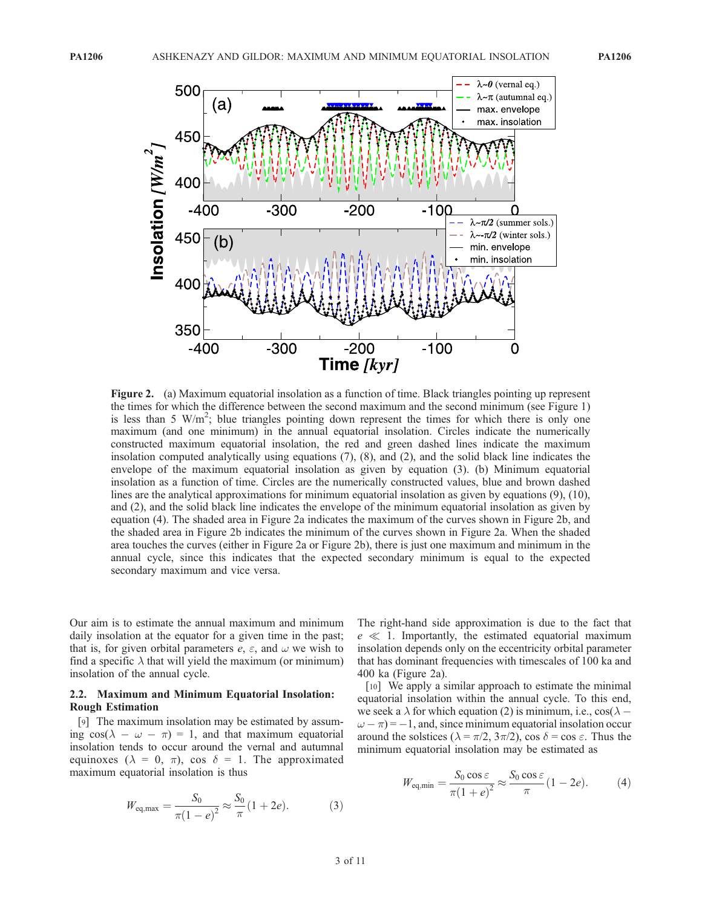**Figure 2.** (a) Maximum equatorial insolation as a function of time. Black triangles pointing up represent the times for which the difference between the second maximum and the second minimum (see Figure 1) is less than 5 W/m$^2$; blue triangles pointing down represent the times for which there is only one maximum (and one minimum) in the annual equatorial insolation. Circles indicate the numerically constructed maximum equatorial insolation, the red and green dashed lines indicate the maximum insolation computed analytically using equations (7), (8), and (2), and the solid black line indicates the envelope of the maximum equatorial insolation as given by equation (3). (b) Minimum equatorial insolation as a function of time. Circles are the numerically constructed values, blue and brown dashed lines are the analytical approximations for minimum equatorial insolation as given by equations (9), (10), and (2), and the solid black line indicates the envelope of the minimum equatorial insolation as given by equation (4). The shaded area in Figure 2a indicates the maximum of the curves shown in Figure 2b, and the shaded area in Figure 2b indicates the minimum of the curves shown in Figure 2a. When the shaded area touches the curves (either in Figure 2a or Figure 2b), there is just one maximum and minimum in the annual cycle, since this indicates that the expected secondary minimum is equal to the expected secondary maximum and vice versa.

Our aim is to estimate the annual maximum and minimum daily insolation at the equator for a given time in the past; that is, for given orbital parameters $e$, $\varepsilon$, and $\omega$ we wish to find a specific $\lambda$ that will yield the maximum (or minimum) insolation of the annual cycle.

### 2.2. Maximum and Minimum Equatorial Insolation: Rough Estimation

[9] The maximum insolation may be estimated by assuming $\cos(\lambda - \omega - \pi) = 1$, and that maximum equatorial insolation tends to occur around the vernal and autumnal equinoxes ($\lambda = 0, \pi$), $\cos \delta = 1$. The approximated maximum equatorial insolation is thus

$$W_{\mathrm{eq,max}} = \frac{S_0}{\pi(1-e)^2} \approx \frac{S_0}{\pi}(1+2e). \qquad (3)$$

The right-hand side approximation is due to the fact that $e \ll 1$. Importantly, the estimated equatorial maximum insolation depends only on the eccentricity orbital parameter that has dominant frequencies with timescales of 100 ka and 400 ka (Figure 2a).

[10] We apply a similar approach to estimate the minimal equatorial insolation within the annual cycle. To this end, we seek a $\lambda$ for which equation (2) is minimum, i.e., $\cos(\lambda - \omega - \pi) = -1$, and, since minimum equatorial insolation occur around the solstices ($\lambda = \pi/2, 3\pi/2$), $\cos \delta = \cos \varepsilon$. Thus the minimum equatorial insolation may be estimated as

$$W_{\mathrm{eq,min}} = \frac{S_0 \cos \varepsilon}{\pi(1+e)^2} \approx \frac{S_0 \cos \varepsilon}{\pi}(1-2e). \qquad (4)$$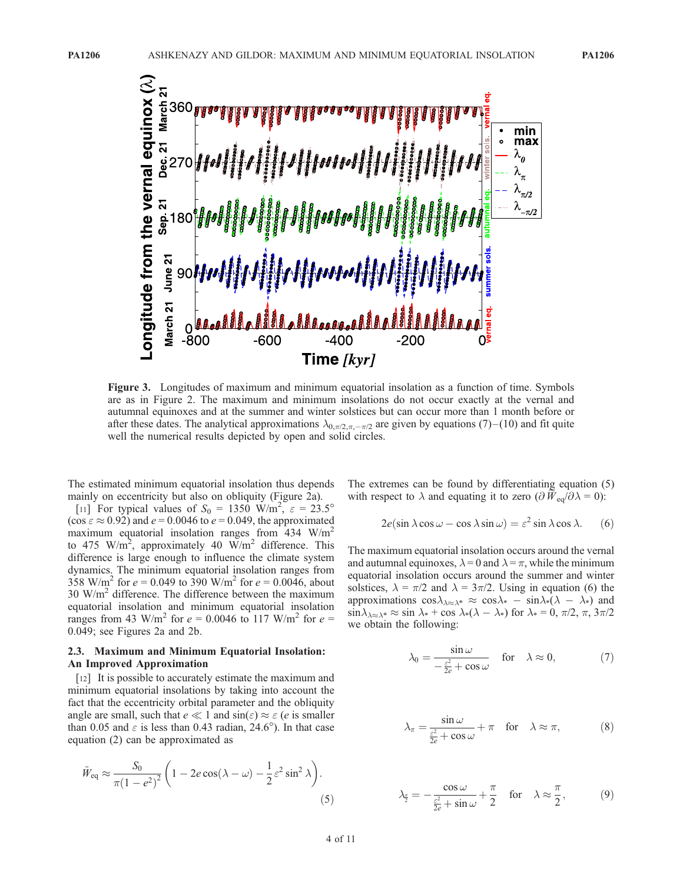**Figure 3.** Longitudes of maximum and minimum equatorial insolation as a function of time. Symbols are as in Figure 2. The maximum and minimum insolations do not occur exactly at the vernal and autumnal equinoxes and at the summer and winter solstices but can occur more than 1 month before or after these dates. The analytical approximations $\lambda_{0,\pi/2,\pi,-\pi/2}$ are given by equations (7)–(10) and fit quite well the numerical results depicted by open and solid circles.

The estimated minimum equatorial insolation thus depends mainly on eccentricity but also on obliquity (Figure 2a).

[11] For typical values of $S_0$ = 1350 W/m$^2$, $\varepsilon$ = 23.5° ($\cos\varepsilon \approx 0.92$) and $e$ = 0.0046 to $e$ = 0.049, the approximated maximum equatorial insolation ranges from 434 W/m$^2$ to 475 W/m$^2$, approximately 40 W/m$^2$ difference. This difference is large enough to influence the climate system dynamics. The minimum equatorial insolation ranges from 358 W/m$^2$ for $e$ = 0.049 to 390 W/m$^2$ for $e$ = 0.0046, about 30 W/m$^2$ difference. The difference between the maximum equatorial insolation and minimum equatorial insolation ranges from 43 W/m$^2$ for $e$ = 0.0046 to 117 W/m$^2$ for $e$ = 0.049; see Figures 2a and 2b.

### 2.3. Maximum and Minimum Equatorial Insolation: An Improved Approximation

[12] It is possible to accurately estimate the maximum and minimum equatorial insolations by taking into account the fact that the eccentricity orbital parameter and the obliquity angle are small, such that $e \ll 1$ and $\sin(\varepsilon) \approx \varepsilon$ ($e$ is smaller than 0.05 and $\varepsilon$ is less than 0.43 radian, 24.6°). In that case equation (2) can be approximated as

$$\tilde{W}_{\rm eq} \approx \frac{S_0}{\pi(1-e^2)^2}\left(1 - 2e\cos(\lambda-\omega) - \frac{1}{2}\varepsilon^2\sin^2\lambda\right). \tag{5}$$

The extremes can be found by differentiating equation (5) with respect to $\lambda$ and equating it to zero ($\partial \tilde{W}_{\rm eq}/\partial\lambda = 0$):

$$2e(\sin\lambda\cos\omega - \cos\lambda\sin\omega) = \varepsilon^2\sin\lambda\cos\lambda. \tag{6}$$

The maximum equatorial insolation occurs around the vernal and autumnal equinoxes, $\lambda = 0$ and $\lambda = \pi$, while the minimum equatorial insolation occurs around the summer and winter solstices, $\lambda = \pi/2$ and $\lambda = 3\pi/2$. Using in equation (6) the approximations $\cos\lambda_{\lambda\approx\lambda^*} \approx \cos\lambda_* - \sin\lambda_*(\lambda - \lambda_*)$ and $\sin\lambda_{\lambda\approx\lambda^*} \approx \sin\lambda_* + \cos\lambda_*(\lambda - \lambda_*)$ for $\lambda_* = 0, \pi/2, \pi, 3\pi/2$ we obtain the following:

$$\lambda_0 = \frac{\sin\omega}{-\frac{\varepsilon^2}{2e} + \cos\omega} \quad \text{for} \quad \lambda \approx 0, \tag{7}$$

$$\lambda_\pi = \frac{\sin\omega}{\frac{\varepsilon^2}{2e} + \cos\omega} + \pi \quad \text{for} \quad \lambda \approx \pi, \tag{8}$$

$$\lambda_{\frac{\pi}{2}} = -\frac{\cos\omega}{\frac{\varepsilon^2}{2e} + \sin\omega} + \frac{\pi}{2} \quad \text{for} \quad \lambda \approx \frac{\pi}{2}, \tag{9}$$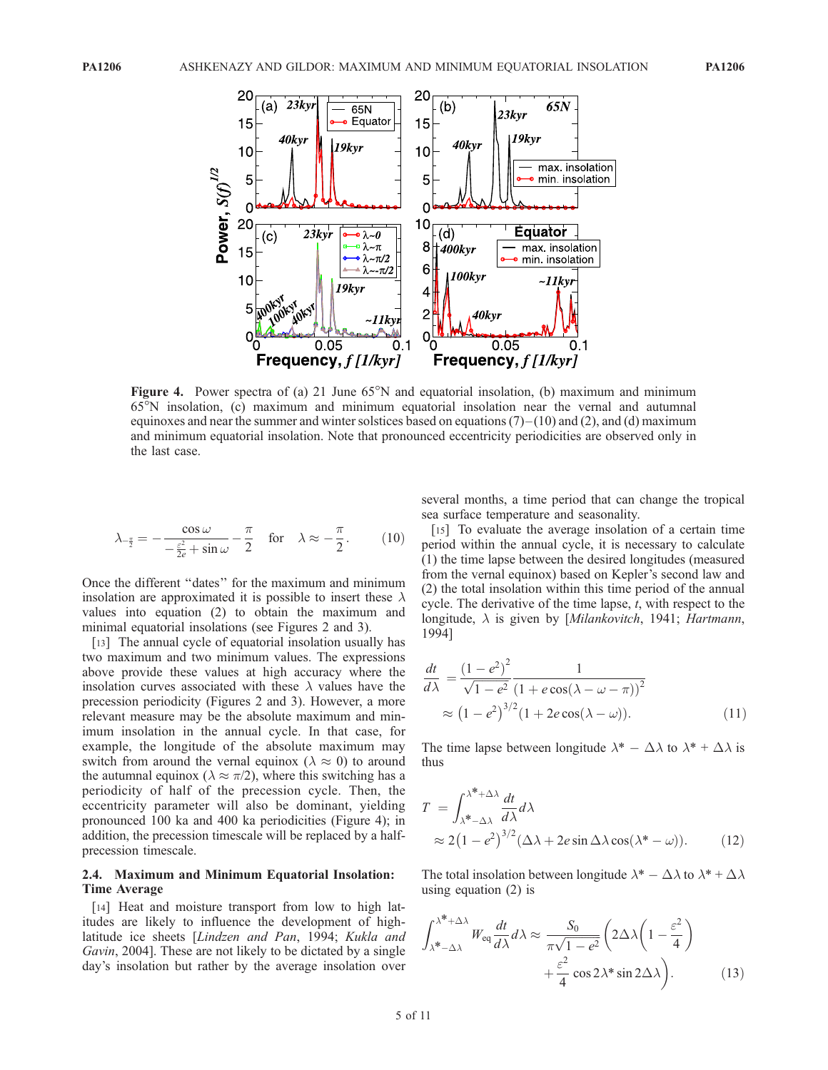Figure 4. Power spectra of (a) 21 June 65°N and equatorial insolation, (b) maximum and minimum 65°N insolation, (c) maximum and minimum equatorial insolation near the vernal and autumnal equinoxes and near the summer and winter solstices based on equations (7)–(10) and (2), and (d) maximum and minimum equatorial insolation. Note that pronounced eccentricity periodicities are observed only in the last case.

$$\lambda_{-\frac{\pi}{2}} = -\frac{\cos\omega}{-\frac{\varepsilon^2}{2e} + \sin\omega} - \frac{\pi}{2} \quad \text{for} \quad \lambda \approx -\frac{\pi}{2}. \tag{10}$$

Once the different "dates" for the maximum and minimum insolation are approximated it is possible to insert these $\lambda$ values into equation (2) to obtain the maximum and minimal equatorial insolations (see Figures 2 and 3).

[13] The annual cycle of equatorial insolation usually has two maximum and two minimum values. The expressions above provide these values at high accuracy where the insolation curves associated with these $\lambda$ values have the precession periodicity (Figures 2 and 3). However, a more relevant measure may be the absolute maximum and minimum insolation in the annual cycle. In that case, for example, the longitude of the absolute maximum may switch from around the vernal equinox ($\lambda \approx 0$) to around the autumnal equinox ($\lambda \approx \pi/2$), where this switching has a periodicity of half of the precession cycle. Then, the eccentricity parameter will also be dominant, yielding pronounced 100 ka and 400 ka periodicities (Figure 4); in addition, the precession timescale will be replaced by a half-precession timescale.

### 2.4. Maximum and Minimum Equatorial Insolation: Time Average

[14] Heat and moisture transport from low to high latitudes are likely to influence the development of high-latitude ice sheets [*Lindzen and Pan*, 1994; *Kukla and Gavin*, 2004]. These are not likely to be dictated by a single day's insolation but rather by the average insolation over several months, a time period that can change the tropical sea surface temperature and seasonality.

[15] To evaluate the average insolation of a certain time period within the annual cycle, it is necessary to calculate (1) the time lapse between the desired longitudes (measured from the vernal equinox) based on Kepler's second law and (2) the total insolation within this time period of the annual cycle. The derivative of the time lapse, $t$, with respect to the longitude, $\lambda$ is given by [*Milankovitch*, 1941; *Hartmann*, 1994]

$$\begin{aligned}\frac{dt}{d\lambda} &= \frac{(1-e^2)^2}{\sqrt{1-e^2}} \frac{1}{(1+e\cos(\lambda-\omega-\pi))^2} \\ &\approx (1-e^2)^{3/2}(1+2e\cos(\lambda-\omega)).\end{aligned} \tag{11}$$

The time lapse between longitude $\lambda^* - \Delta\lambda$ to $\lambda^* + \Delta\lambda$ is thus

$$\begin{aligned}T &= \int_{\lambda^*-\Delta\lambda}^{\lambda^*+\Delta\lambda} \frac{dt}{d\lambda} d\lambda \\ &\approx 2(1-e^2)^{3/2}(\Delta\lambda + 2e\sin\Delta\lambda\cos(\lambda^*-\omega)).\end{aligned} \tag{12}$$

The total insolation between longitude $\lambda^* - \Delta\lambda$ to $\lambda^* + \Delta\lambda$ using equation (2) is

$$\int_{\lambda^*-\Delta\lambda}^{\lambda^*+\Delta\lambda} W_{\text{eq}} \frac{dt}{d\lambda} d\lambda \approx \frac{S_0}{\pi\sqrt{1-e^2}} \left( 2\Delta\lambda\left(1 - \frac{\varepsilon^2}{4}\right) + \frac{\varepsilon^2}{4}\cos 2\lambda^* \sin 2\Delta\lambda \right). \tag{13}$$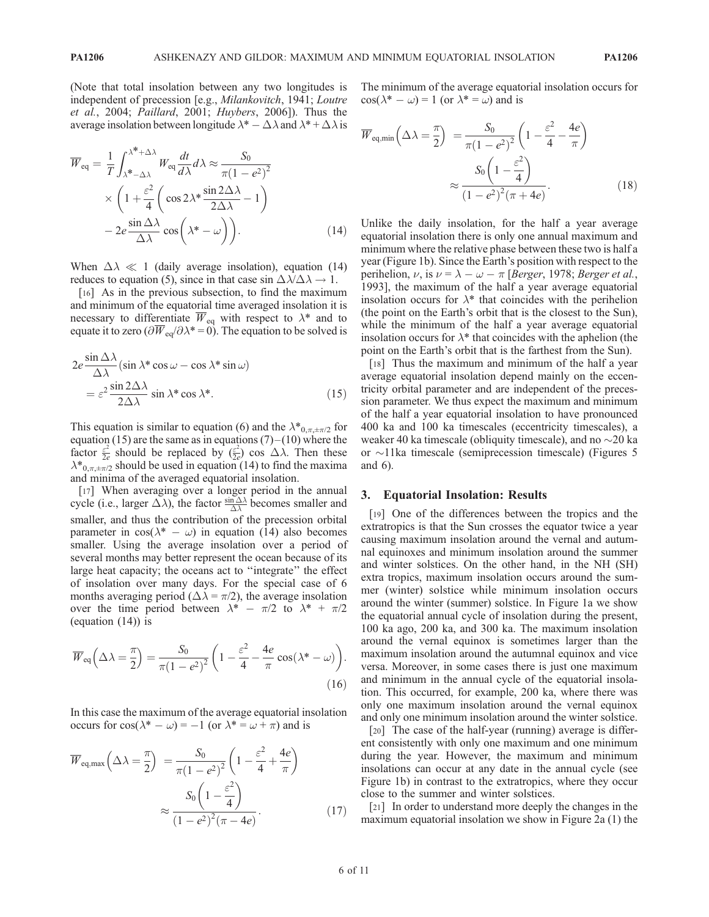(Note that total insolation between any two longitudes is independent of precession [e.g., *Milankovitch*, 1941; *Loutre et al.*, 2004; *Paillard*, 2001; *Huybers*, 2006]). Thus the average insolation between longitude $\lambda^* - \Delta\lambda$ and $\lambda^* + \Delta\lambda$ is

$$\overline{W}_{\rm eq} = \frac{1}{T}\int_{\lambda^*-\Delta\lambda}^{\lambda^*+\Delta\lambda} W_{\rm eq}\frac{dt}{d\lambda}d\lambda \approx \frac{S_0}{\pi(1-e^2)^2} \times \left(1 + \frac{\varepsilon^2}{4}\left(\cos 2\lambda^* \frac{\sin 2\Delta\lambda}{2\Delta\lambda} - 1\right) - 2e\frac{\sin\Delta\lambda}{\Delta\lambda}\cos\left(\lambda^* - \omega\right)\right). \tag{14}$$

When $\Delta\lambda \ll 1$ (daily average insolation), equation (14) reduces to equation (5), since in that case $\sin\Delta\lambda/\Delta\lambda \to 1$.

[16] As in the previous subsection, to find the maximum and minimum of the equatorial time averaged insolation it is necessary to differentiate $\overline{W}_{\rm eq}$ with respect to $\lambda^*$ and to equate it to zero ($\partial\overline{W}_{\rm eq}/\partial\lambda^* = 0$). The equation to be solved is

$$2e\frac{\sin\Delta\lambda}{\Delta\lambda}(\sin\lambda^*\cos\omega - \cos\lambda^*\sin\omega) = \varepsilon^2\frac{\sin 2\Delta\lambda}{2\Delta\lambda}\sin\lambda^*\cos\lambda^*. \tag{15}$$

This equation is similar to equation (6) and the $\lambda^*_{0,\pi,\pm\pi/2}$ for equation (15) are the same as in equations (7)–(10) where the factor $\frac{\varepsilon^2}{2e}$ should be replaced by $(\frac{\varepsilon^2}{2e})\cos\Delta\lambda$. Then these $\lambda^*_{0,\pi,\pm\pi/2}$ should be used in equation (14) to find the maxima and minima of the averaged equatorial insolation.

[17] When averaging over a longer period in the annual cycle (i.e., larger $\Delta\lambda$), the factor $\frac{\sin\Delta\lambda}{\Delta\lambda}$ becomes smaller and smaller, and thus the contribution of the precession orbital parameter in $\cos(\lambda^* - \omega)$ in equation (14) also becomes smaller. Using the average insolation over a period of several months may better represent the ocean because of its large heat capacity; the oceans act to "integrate" the effect of insolation over many days. For the special case of 6 months averaging period ($\Delta\lambda = \pi/2$), the average insolation over the time period between $\lambda^* - \pi/2$ to $\lambda^* + \pi/2$ (equation (14)) is

$$\overline{W}_{\rm eq}\left(\Delta\lambda = \frac{\pi}{2}\right) = \frac{S_0}{\pi(1-e^2)^2}\left(1 - \frac{\varepsilon^2}{4} - \frac{4e}{\pi}\cos(\lambda^* - \omega)\right). \tag{16}$$

In this case the maximum of the average equatorial insolation occurs for $\cos(\lambda^* - \omega) = -1$ (or $\lambda^* = \omega + \pi$) and is

$$\overline{W}_{\rm eq,max}\left(\Delta\lambda = \frac{\pi}{2}\right) = \frac{S_0}{\pi(1-e^2)^2}\left(1 - \frac{\varepsilon^2}{4} + \frac{4e}{\pi}\right) \approx \frac{S_0\left(1 - \frac{\varepsilon^2}{4}\right)}{(1-e^2)^2(\pi - 4e)}. \tag{17}$$

The minimum of the average equatorial insolation occurs for $\cos(\lambda^* - \omega) = 1$ (or $\lambda^* = \omega$) and is

$$\overline{W}_{\rm eq,min}\left(\Delta\lambda = \frac{\pi}{2}\right) = \frac{S_0}{\pi(1-e^2)^2}\left(1 - \frac{\varepsilon^2}{4} - \frac{4e}{\pi}\right) \approx \frac{S_0\left(1 - \frac{\varepsilon^2}{4}\right)}{(1-e^2)^2(\pi + 4e)}. \tag{18}$$

Unlike the daily insolation, for the half a year average equatorial insolation there is only one annual maximum and minimum where the relative phase between these two is half a year (Figure 1b). Since the Earth's position with respect to the perihelion, $\nu$, is $\nu = \lambda - \omega - \pi$ [*Berger*, 1978; *Berger et al.*, 1993], the maximum of the half a year average equatorial insolation occurs for $\lambda^*$ that coincides with the perihelion (the point on the Earth's orbit that is the closest to the Sun), while the minimum of the half a year average equatorial insolation occurs for $\lambda^*$ that coincides with the aphelion (the point on the Earth's orbit that is the farthest from the Sun).

[18] Thus the maximum and minimum of the half a year average equatorial insolation depend mainly on the eccentricity orbital parameter and are independent of the precession parameter. We thus expect the maximum and minimum of the half a year equatorial insolation to have pronounced 400 ka and 100 ka timescales (eccentricity timescales), a weaker 40 ka timescale (obliquity timescale), and no ~20 ka or ~11ka timescale (semiprecession timescale) (Figures 5 and 6).

## 3. Equatorial Insolation: Results

[19] One of the differences between the tropics and the extratropics is that the Sun crosses the equator twice a year causing maximum insolation around the vernal and autumnal equinoxes and minimum insolation around the summer and winter solstices. On the other hand, in the NH (SH) extra tropics, maximum insolation occurs around the summer (winter) solstice while minimum insolation occurs around the winter (summer) solstice. In Figure 1a we show the equatorial annual cycle of insolation during the present, 100 ka ago, 200 ka, and 300 ka. The maximum insolation around the vernal equinox is sometimes larger than the maximum insolation around the autumnal equinox and vice versa. Moreover, in some cases there is just one maximum and minimum in the annual cycle of the equatorial insolation. This occurred, for example, 200 ka, where there was only one maximum insolation around the vernal equinox and only one minimum insolation around the winter solstice.

[20] The case of the half-year (running) average is different consistently with only one maximum and one minimum during the year. However, the maximum and minimum insolations can occur at any date in the annual cycle (see Figure 1b) in contrast to the extratropics, where they occur close to the summer and winter solstices.

[21] In order to understand more deeply the changes in the maximum equatorial insolation we show in Figure 2a (1) the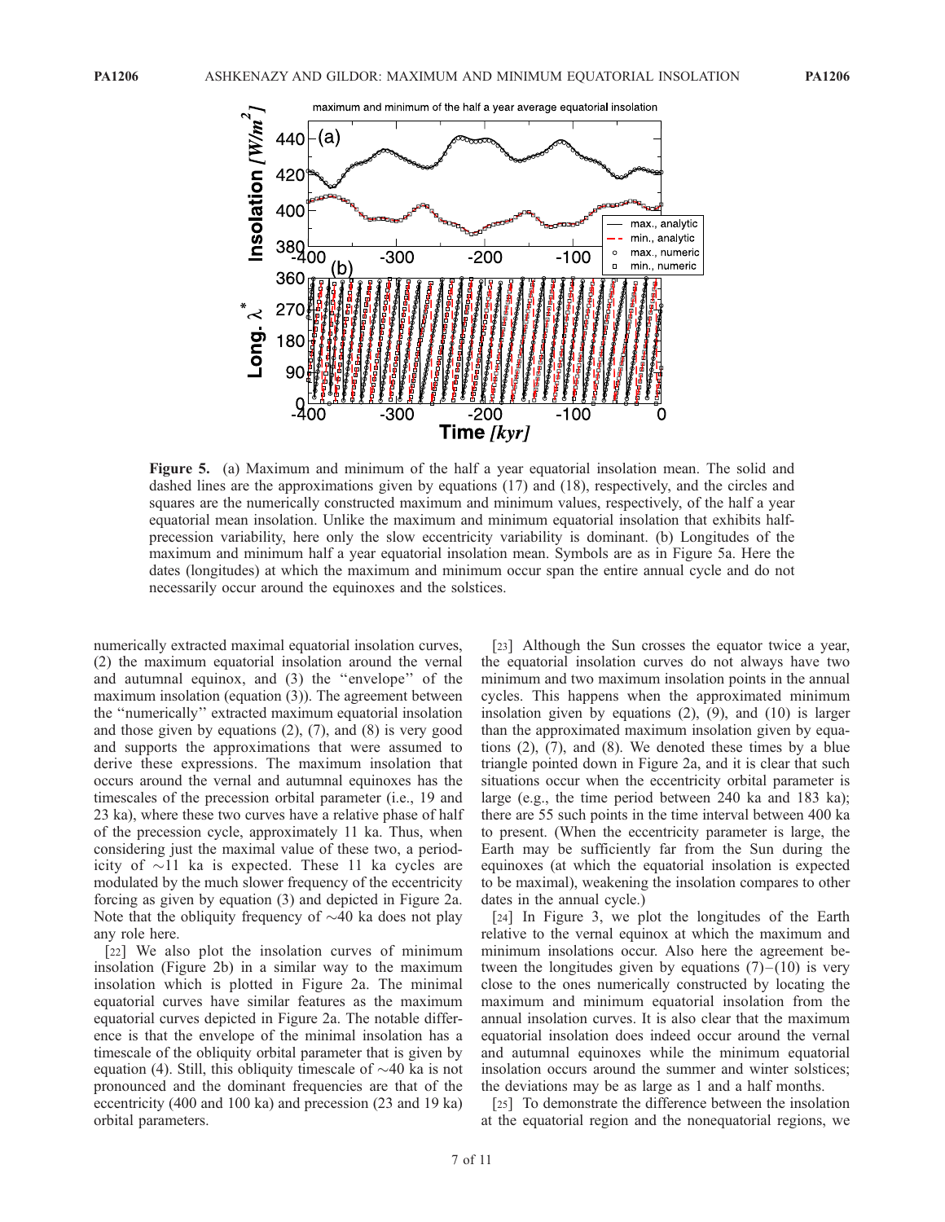**Figure 5.** (a) Maximum and minimum of the half a year equatorial insolation mean. The solid and dashed lines are the approximations given by equations (17) and (18), respectively, and the circles and squares are the numerically constructed maximum and minimum values, respectively, of the half a year equatorial mean insolation. Unlike the maximum and minimum equatorial insolation that exhibits half-precession variability, here only the slow eccentricity variability is dominant. (b) Longitudes of the maximum and minimum half a year equatorial insolation mean. Symbols are as in Figure 5a. Here the dates (longitudes) at which the maximum and minimum occur span the entire annual cycle and do not necessarily occur around the equinoxes and the solstices.

numerically extracted maximal equatorial insolation curves, (2) the maximum equatorial insolation around the vernal and autumnal equinox, and (3) the "envelope" of the maximum insolation (equation (3)). The agreement between the "numerically" extracted maximum equatorial insolation and those given by equations (2), (7), and (8) is very good and supports the approximations that were assumed to derive these expressions. The maximum insolation that occurs around the vernal and autumnal equinoxes has the timescales of the precession orbital parameter (i.e., 19 and 23 ka), where these two curves have a relative phase of half of the precession cycle, approximately 11 ka. Thus, when considering just the maximal value of these two, a periodicity of ~11 ka is expected. These 11 ka cycles are modulated by the much slower frequency of the eccentricity forcing as given by equation (3) and depicted in Figure 2a. Note that the obliquity frequency of ~40 ka does not play any role here.

[22] We also plot the insolation curves of minimum insolation (Figure 2b) in a similar way to the maximum insolation which is plotted in Figure 2a. The minimal equatorial curves have similar features as the maximum equatorial curves depicted in Figure 2a. The notable difference is that the envelope of the minimal insolation has a timescale of the obliquity orbital parameter that is given by equation (4). Still, this obliquity timescale of ~40 ka is not pronounced and the dominant frequencies are that of the eccentricity (400 and 100 ka) and precession (23 and 19 ka) orbital parameters.

[23] Although the Sun crosses the equator twice a year, the equatorial insolation curves do not always have two minimum and two maximum insolation points in the annual cycles. This happens when the approximated minimum insolation given by equations (2), (9), and (10) is larger than the approximated maximum insolation given by equations (2), (7), and (8). We denoted these times by a blue triangle pointed down in Figure 2a, and it is clear that such situations occur when the eccentricity orbital parameter is large (e.g., the time period between 240 ka and 183 ka); there are 55 such points in the time interval between 400 ka to present. (When the eccentricity parameter is large, the Earth may be sufficiently far from the Sun during the equinoxes (at which the equatorial insolation is expected to be maximal), weakening the insolation compares to other dates in the annual cycle.)

[24] In Figure 3, we plot the longitudes of the Earth relative to the vernal equinox at which the maximum and minimum insolations occur. Also here the agreement between the longitudes given by equations (7)–(10) is very close to the ones numerically constructed by locating the maximum and minimum equatorial insolation from the annual insolation curves. It is also clear that the maximum equatorial insolation does indeed occur around the vernal and autumnal equinoxes while the minimum equatorial insolation occurs around the summer and winter solstices; the deviations may be as large as 1 and a half months.

[25] To demonstrate the difference between the insolation at the equatorial region and the nonequatorial regions, we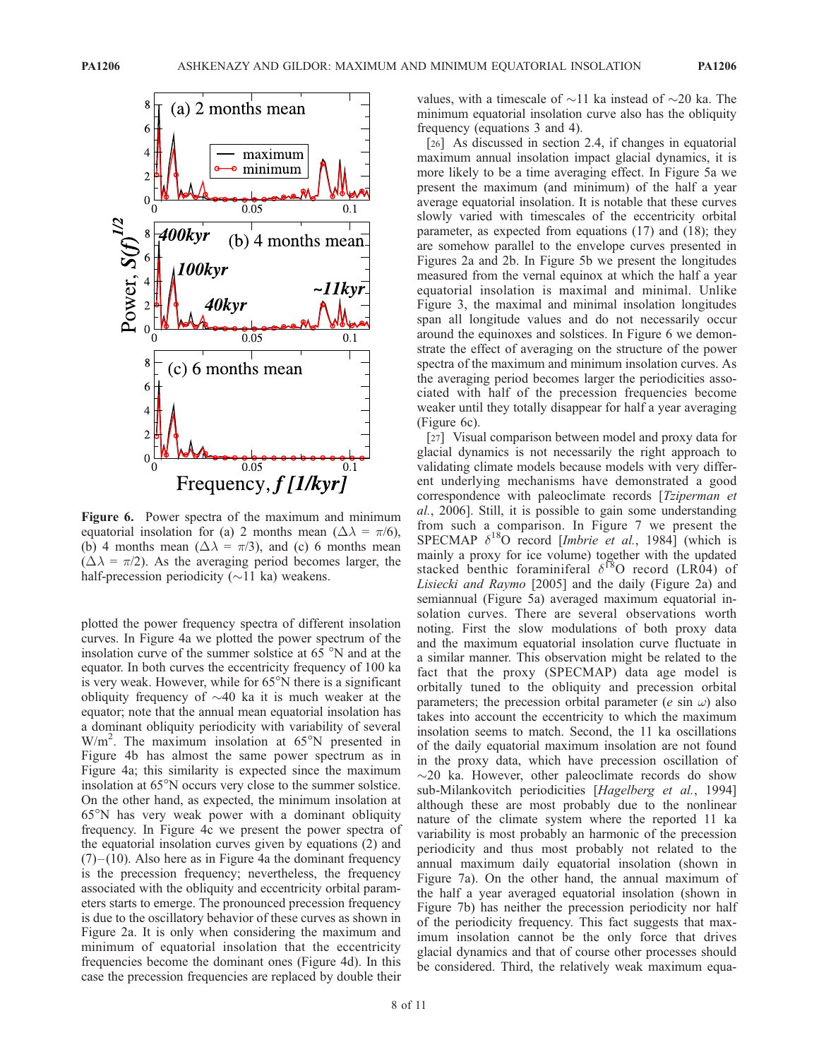**Figure 6.** Power spectra of the maximum and minimum equatorial insolation for (a) 2 months mean ($\Delta\lambda = \pi/6$), (b) 4 months mean ($\Delta\lambda = \pi/3$), and (c) 6 months mean ($\Delta\lambda = \pi/2$). As the averaging period becomes larger, the half-precession periodicity (~11 ka) weakens.

plotted the power frequency spectra of different insolation curves. In Figure 4a we plotted the power spectrum of the insolation curve of the summer solstice at 65 °N and at the equator. In both curves the eccentricity frequency of 100 ka is very weak. However, while for 65°N there is a significant obliquity frequency of ~40 ka it is much weaker at the equator; note that the annual mean equatorial insolation has a dominant obliquity periodicity with variability of several W/m$^2$. The maximum insolation at 65°N presented in Figure 4b has almost the same power spectrum as in Figure 4a; this similarity is expected since the maximum insolation at 65°N occurs very close to the summer solstice. On the other hand, as expected, the minimum insolation at 65°N has very weak power with a dominant obliquity frequency. In Figure 4c we present the power spectra of the equatorial insolation curves given by equations (2) and (7)–(10). Also here as in Figure 4a the dominant frequency is the precession frequency; nevertheless, the frequency associated with the obliquity and eccentricity orbital parameters starts to emerge. The pronounced precession frequency is due to the oscillatory behavior of these curves as shown in Figure 2a. It is only when considering the maximum and minimum of equatorial insolation that the eccentricity frequencies become the dominant ones (Figure 4d). In this case the precession frequencies are replaced by double their values, with a timescale of ~11 ka instead of ~20 ka. The minimum equatorial insolation curve also has the obliquity frequency (equations 3 and 4).

[26] As discussed in section 2.4, if changes in equatorial maximum annual insolation impact glacial dynamics, it is more likely to be a time averaging effect. In Figure 5a we present the maximum (and minimum) of the half a year average equatorial insolation. It is notable that these curves slowly varied with timescales of the eccentricity orbital parameter, as expected from equations (17) and (18); they are somehow parallel to the envelope curves presented in Figures 2a and 2b. In Figure 5b we present the longitudes measured from the vernal equinox at which the half a year equatorial insolation is maximal and minimal. Unlike Figure 3, the maximal and minimal insolation longitudes span all longitude values and do not necessarily occur around the equinoxes and solstices. In Figure 6 we demonstrate the effect of averaging on the structure of the power spectra of the maximum and minimum insolation curves. As the averaging period becomes larger the periodicities associated with half of the precession frequencies become weaker until they totally disappear for half a year averaging (Figure 6c).

[27] Visual comparison between model and proxy data for glacial dynamics is not necessarily the right approach to validating climate models because models with very different underlying mechanisms have demonstrated a good correspondence with paleoclimate records [*Tziperman et al.*, 2006]. Still, it is possible to gain some understanding from such a comparison. In Figure 7 we present the SPECMAP $\delta^{18}$O record [*Imbrie et al.*, 1984] (which is mainly a proxy for ice volume) together with the updated stacked benthic foraminiferal $\delta^{18}$O record (LR04) of *Lisiecki and Raymo* [2005] and the daily (Figure 2a) and semiannual (Figure 5a) averaged maximum equatorial insolation curves. There are several observations worth noting. First the slow modulations of both proxy data and the maximum equatorial insolation curve fluctuate in a similar manner. This observation might be related to the fact that the proxy (SPECMAP) data age model is orbitally tuned to the obliquity and precession orbital parameters; the precession orbital parameter ($e \sin \omega$) also takes into account the eccentricity to which the maximum insolation seems to match. Second, the 11 ka oscillations of the daily equatorial maximum insolation are not found in the proxy data, which have precession oscillation of ~20 ka. However, other paleoclimate records do show sub-Milankovitch periodicities [*Hagelberg et al.*, 1994] although these are most probably due to the nonlinear nature of the climate system where the reported 11 ka variability is most probably an harmonic of the precession periodicity and thus most probably not related to the annual maximum daily equatorial insolation (shown in Figure 7a). On the other hand, the annual maximum of the half a year averaged equatorial insolation (shown in Figure 7b) has neither the precession periodicity nor half of the periodicity frequency. This fact suggests that maximum insolation cannot be the only force that drives glacial dynamics and that of course other processes should be considered. Third, the relatively weak maximum equa-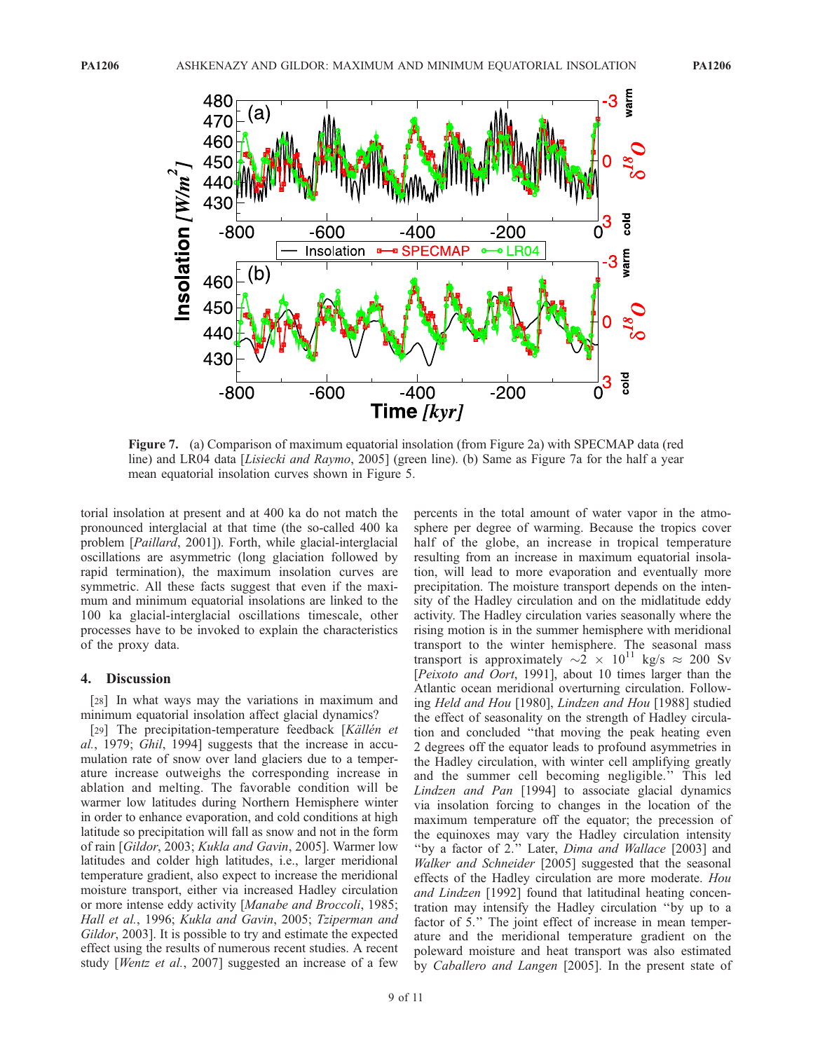**Figure 7.** (a) Comparison of maximum equatorial insolation (from Figure 2a) with SPECMAP data (red line) and LR04 data [*Lisiecki and Raymo*, 2005] (green line). (b) Same as Figure 7a for the half a year mean equatorial insolation curves shown in Figure 5.

torial insolation at present and at 400 ka do not match the pronounced interglacial at that time (the so-called 400 ka problem [*Paillard*, 2001]). Forth, while glacial-interglacial oscillations are asymmetric (long glaciation followed by rapid termination), the maximum insolation curves are symmetric. All these facts suggest that even if the maximum and minimum equatorial insolations are linked to the 100 ka glacial-interglacial oscillations timescale, other processes have to be invoked to explain the characteristics of the proxy data.

## 4. Discussion

[28] In what ways may the variations in maximum and minimum equatorial insolation affect glacial dynamics?

[29] The precipitation-temperature feedback [*Källén et al.*, 1979; *Ghil*, 1994] suggests that the increase in accumulation rate of snow over land glaciers due to a temperature increase outweighs the corresponding increase in ablation and melting. The favorable condition will be warmer low latitudes during Northern Hemisphere winter in order to enhance evaporation, and cold conditions at high latitude so precipitation will fall as snow and not in the form of rain [*Gildor*, 2003; *Kukla and Gavin*, 2005]. Warmer low latitudes and colder high latitudes, i.e., larger meridional temperature gradient, also expect to increase the meridional moisture transport, either via increased Hadley circulation or more intense eddy activity [*Manabe and Broccoli*, 1985; *Hall et al.*, 1996; *Kukla and Gavin*, 2005; *Tziperman and Gildor*, 2003]. It is possible to try and estimate the expected effect using the results of numerous recent studies. A recent study [*Wentz et al.*, 2007] suggested an increase of a few percents in the total amount of water vapor in the atmosphere per degree of warming. Because the tropics cover half of the globe, an increase in tropical temperature resulting from an increase in maximum equatorial insolation, will lead to more evaporation and eventually more precipitation. The moisture transport depends on the intensity of the Hadley circulation and on the midlatitude eddy activity. The Hadley circulation varies seasonally where the rising motion is in the summer hemisphere with meridional transport to the winter hemisphere. The seasonal mass transport is approximately $\sim 2 \times 10^{11}$ kg/s $\approx$ 200 Sv [*Peixoto and Oort*, 1991], about 10 times larger than the Atlantic ocean meridional overturning circulation. Following *Held and Hou* [1980], *Lindzen and Hou* [1988] studied the effect of seasonality on the strength of Hadley circulation and concluded "that moving the peak heating even 2 degrees off the equator leads to profound asymmetries in the Hadley circulation, with winter cell amplifying greatly and the summer cell becoming negligible." This led *Lindzen and Pan* [1994] to associate glacial dynamics via insolation forcing to changes in the location of the maximum temperature off the equator; the precession of the equinoxes may vary the Hadley circulation intensity "by a factor of 2." Later, *Dima and Wallace* [2003] and *Walker and Schneider* [2005] suggested that the seasonal effects of the Hadley circulation are more moderate. *Hou and Lindzen* [1992] found that latitudinal heating concentration may intensify the Hadley circulation "by up to a factor of 5." The joint effect of increase in mean temperature and the meridional temperature gradient on the poleward moisture and heat transport was also estimated by *Caballero and Langen* [2005]. In the present state of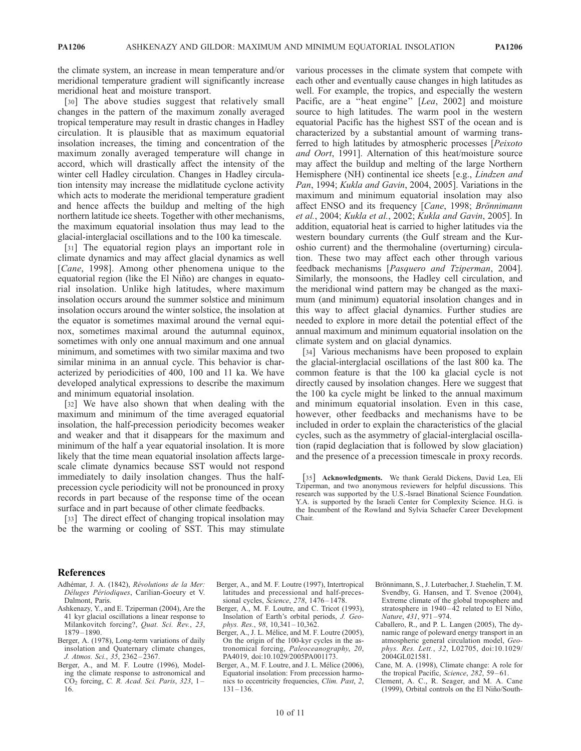the climate system, an increase in mean temperature and/or meridional temperature gradient will significantly increase meridional heat and moisture transport.

[30] The above studies suggest that relatively small changes in the pattern of the maximum zonally averaged tropical temperature may result in drastic changes in Hadley circulation. It is plausible that as maximum equatorial insolation increases, the timing and concentration of the maximum zonally averaged temperature will change in accord, which will drastically affect the intensity of the winter cell Hadley circulation. Changes in Hadley circulation intensity may increase the midlatitude cyclone activity which acts to moderate the meridional temperature gradient and hence affects the buildup and melting of the high northern latitude ice sheets. Together with other mechanisms, the maximum equatorial insolation thus may lead to the glacial-interglacial oscillations and to the 100 ka timescale.

[31] The equatorial region plays an important role in climate dynamics and may affect glacial dynamics as well [*Cane*, 1998]. Among other phenomena unique to the equatorial region (like the El Niño) are changes in equatorial insolation. Unlike high latitudes, where maximum insolation occurs around the summer solstice and minimum insolation occurs around the winter solstice, the insolation at the equator is sometimes maximal around the vernal equinox, sometimes maximal around the autumnal equinox, sometimes with only one annual maximum and one annual minimum, and sometimes with two similar maxima and two similar minima in an annual cycle. This behavior is characterized by periodicities of 400, 100 and 11 ka. We have developed analytical expressions to describe the maximum and minimum equatorial insolation.

[32] We have also shown that when dealing with the maximum and minimum of the time averaged equatorial insolation, the half-precession periodicity becomes weaker and weaker and that it disappears for the maximum and minimum of the half a year equatorial insolation. It is more likely that the time mean equatorial insolation affects large-scale climate dynamics because SST would not respond immediately to daily insolation changes. Thus the half-precession cycle periodicity will not be pronounced in proxy records in part because of the response time of the ocean surface and in part because of other climate feedbacks.

[33] The direct effect of changing tropical insolation may be the warming or cooling of SST. This may stimulate various processes in the climate system that compete with each other and eventually cause changes in high latitudes as well. For example, the tropics, and especially the western Pacific, are a "heat engine" [*Lea*, 2002] and moisture source to high latitudes. The warm pool in the western equatorial Pacific has the highest SST of the ocean and is characterized by a substantial amount of warming transferred to high latitudes by atmospheric processes [*Peixoto and Oort*, 1991]. Alternation of this heat/moisture source may affect the buildup and melting of the large Northern Hemisphere (NH) continental ice sheets [e.g., *Lindzen and Pan*, 1994; *Kukla and Gavin*, 2004, 2005]. Variations in the maximum and minimum equatorial insolation may also affect ENSO and its frequency [*Cane*, 1998; *Brönnimann et al.*, 2004; *Kukla et al.*, 2002; *Kukla and Gavin*, 2005]. In addition, equatorial heat is carried to higher latitudes via the western boundary currents (the Gulf stream and the Kuroshio current) and the thermohaline (overturning) circulation. These two may affect each other through various feedback mechanisms [*Pasquero and Tziperman*, 2004]. Similarly, the monsoons, the Hadley cell circulation, and the meridional wind pattern may be changed as the maximum (and minimum) equatorial insolation changes and in this way to affect glacial dynamics. Further studies are needed to explore in more detail the potential effect of the annual maximum and minimum equatorial insolation on the climate system and on glacial dynamics.

[34] Various mechanisms have been proposed to explain the glacial-interglacial oscillations of the last 800 ka. The common feature is that the 100 ka glacial cycle is not directly caused by insolation changes. Here we suggest that the 100 ka cycle might be linked to the annual maximum and minimum equatorial insolation. Even in this case, however, other feedbacks and mechanisms have to be included in order to explain the characteristics of the glacial cycles, such as the asymmetry of glacial-interglacial oscillation (rapid deglaciation that is followed by slow glaciation) and the presence of a precession timescale in proxy records.

[35] **Acknowledgments.** We thank Gerald Dickens, David Lea, Eli Tziperman, and two anonymous reviewers for helpful discussions. This research was supported by the U.S.-Israel Binational Science Foundation. Y.A. is supported by the Israeli Center for Complexity Science. H.G. is the Incumbent of the Rowland and Sylvia Schaefer Career Development Chair.

## References

Adhémar, J. A. (1842), *Révolutions de la Mer: Déluges Périodiques*, Carilian-Goeury et V. Dalmont, Paris.

Ashkenazy, Y., and E. Tziperman (2004), Are the 41 kyr glacial oscillations a linear response to Milankovitch forcing?, *Quat. Sci. Rev.*, *23*, 1879–1890.

Berger, A. (1978), Long-term variations of daily insolation and Quaternary climate changes, *J. Atmos. Sci.*, *35*, 2362–2367.

Berger, A., and M. F. Loutre (1996), Modeling the climate response to astronomical and $CO_2$ forcing, *C. R. Acad. Sci. Paris*, *323*, 1–16.

Berger, A., and M. F. Loutre (1997), Intertropical latitudes and precessional and half-precessional cycles, *Science*, *278*, 1476–1478.

Berger, A., M. F. Loutre, and C. Tricot (1993), Insolation of Earth's orbital periods, *J. Geophys. Res.*, *98*, 10,341–10,362.

Berger, A., J. L. Mélice, and M. F. Loutre (2005), On the origin of the 100-kyr cycles in the astronomical forcing, *Paleoceanography*, *20*, PA4019, doi:10.1029/2005PA001173.

Berger, A., M. F. Loutre, and J. L. Mélice (2006), Equatorial insolation: From precession harmonics to eccentricity frequencies, *Clim. Past*, *2*, 131–136.

Brönnimann, S., J. Luterbacher, J. Staehelin, T. M. Svendby, G. Hansen, and T. Svenoe (2004), Extreme climate of the global troposphere and stratosphere in 1940–42 related to El Niño, *Nature*, *431*, 971–974.

Caballero, R., and P. L. Langen (2005), The dynamic range of poleward energy transport in an atmospheric general circulation model, *Geophys. Res. Lett.*, *32*, L02705, doi:10.1029/2004GL021581.

Cane, M. A. (1998), Climate change: A role for the tropical Pacific, *Science*, *282*, 59–61.

Clement, A. C., R. Seager, and M. A. Cane (1999), Orbital controls on the El Niño/South-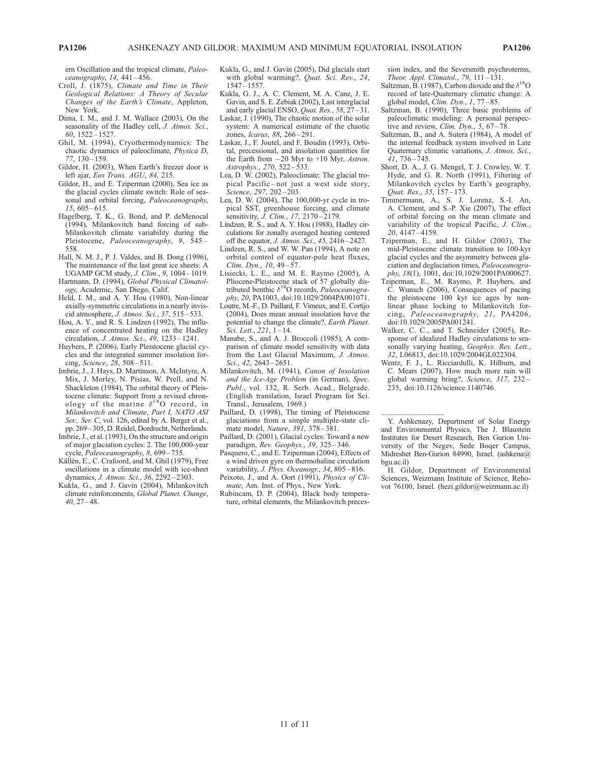ern Oscillation and the tropical climate, *Paleoceanography*, *14*, 441–456.

Croll, J. (1875), *Climate and Time in Their Geological Relations: A Theory of Secular Changes of the Earth's Climate*, Appleton, New York.

Dima, I. M., and J. M. Wallace (2003), On the seasonality of the Hadley cell, *J. Atmos. Sci.*, *60*, 1522–1527.

Ghil, M. (1994), Cryothermodynamics: The chaotic dynamics of paleoclimate, *Physica D*, *77*, 130–159.

Gildor, H. (2003), When Earth's freezer door is left ajar, *Eos Trans. AGU*, *84*, 215.

Gildor, H., and E. Tziperman (2000), Sea ice as the glacial cycles climate switch: Role of seasonal and orbital forcing, *Paleoceanography*, *15*, 605–615.

Hagelberg, T. K., G. Bond, and P. deMenocal (1994), Milankovitch band forcing of sub-Milankovitch climate variability during the Pleistocene, *Paleoceanography*, *9*, 545–558.

Hall, N. M. J., P. J. Valdes, and B. Dong (1996), The maintenance of the last great ice sheets: A UGAMP GCM study, *J. Clim.*, *9*, 1004–1019.

Hartmann, D. (1994), *Global Physical Climatology*, Academic, San Diego, Calif.

Held, I. M., and A. Y. Hou (1980), Non-linear axially-symmetric circulations in a nearly inviscid atmosphere, *J. Atmos. Sci.*, *37*, 515–533.

Hou, A. Y., and R. S. Lindzen (1992), The influence of concentrated heating on the Hadley circulation, *J. Atmos. Sci.*, *49*, 1233–1241.

Huybers, P. (2006), Early Pleistocene glacial cycles and the integrated summer insolation forcing, *Science*, *28*, 508–511.

Imbrie, J., J. Hays, D. Martinson, A. McIntyre, A. Mix, J. Morley, N. Pisias, W. Prell, and N. Shackleton (1984), The orbital theory of Pleistocene climate: Support from a revised chronology of the marine $\delta^{18}$O record, in *Milankovitch and Climate*, *Part I, NATO ASI Ser., Ser. C*, vol. 126, edited by A. Berger et al., pp. 269–305, D. Reidel, Dordrecht, Netherlands.

Imbrie, J., et al. (1993), On the structure and origin of major glaciation cycles: 2. The 100,000-year cycle, *Paleoceanography*, *8*, 699–735.

Källén, E., C. Crafoord, and M. Ghil (1979), Free oscillations in a climate model with ice-sheet dynamics, *J. Atmos. Sci.*, *36*, 2292–2303.

Kukla, G., and J. Gavin (2004), Milankovitch climate reinforcements, *Global Planet. Change*, *40*, 27–48.

Kukla, G., and J. Gavin (2005), Did glacials start with global warming?, *Quat. Sci. Rev.*, *24*, 1547–1557.

Kukla, G. J., A. C. Clement, M. A. Cane, J. E. Gavin, and S. E. Zebiak (2002), Last interglacial and early glacial ENSO, *Quat. Res.*, *58*, 27–31.

Laskar, J. (1990), The chaotic motion of the solar system: A numerical estimate of the chaotic zones, *Icarus*, *88*, 266–291.

Laskar, J., F. Joutel, and F. Boudin (1993), Orbital, precessional, and insolation quantities for the Earth from −20 Myr to +10 Myr, *Astron. Astrophys.*, *270*, 522–533.

Lea, D. W. (2002), Paleoclimate: The glacial tropical Pacific–not just a west side story, *Science*, *297*, 202–203.

Lea, D. W. (2004), The 100,000-yr cycle in tropical SST, greenhouse forcing, and climate sensitivity, *J. Clim.*, *17*, 2170–2179.

Lindzen, R. S., and A. Y. Hou (1988), Hadley circulations for zonally averaged heating centered off the equator, *J. Atmos. Sci.*, *45*, 2416–2427.

Lindzen, R. S., and W. W. Pan (1994), A note on orbital control of equator-pole heat fluxes, *Clim. Dyn.*, *10*, 49–57.

Lisiecki, L. E., and M. E. Raymo (2005), A Pliocene-Pleistocene stack of 57 globally distributed benthic $\delta^{18}$O records, *Paleoceanography*, *20*, PA1003, doi:10.1029/2004PA001071.

Loutre, M.-F., D. Paillard, F. Vimeux, and E. Cortijo (2004), Does mean annual insolation have the potential to change the climate?, *Earth Planet. Sci. Lett.*, *221*, 1–14.

Manabe, S., and A. J. Broccoli (1985), A comparison of climate model sensitivity with data from the Last Glacial Maximum, *J. Atmos. Sci.*, *42*, 2643–2651.

Milankovitch, M. (1941), *Canon of Insolation and the Ice-Age Problem* (in German), *Spec. Publ.*, vol. 132, R. Serb. Acad., Belgrade. (English translation, Israel Program for Sci. Transl., Jerusalem, 1969.)

Paillard, D. (1998), The timing of Pleistocene glaciations from a simple multiple-state climate model, *Nature*, *391*, 378–381.

Paillard, D. (2001), Glacial cycles: Toward a new paradigm, *Rev. Geophys.*, *39*, 325–346.

Pasquero, C., and E. Tziperman (2004), Effects of a wind driven gyre on thermohaline circulation variability, *J. Phys. Oceanogr.*, *34*, 805–816.

Peixoto, J., and A. Oort (1991), *Physics of Climate*, Am. Inst. of Phys., New York.

Rubincam, D. P. (2004), Black body temperature, orbital elements, the Milankovitch precession index, and the Seversmith psychroterms, *Theor. Appl. Climatol.*, *79*, 111–131.

Saltzman, B. (1987), Carbon dioxide and the $\delta^{18}$O record of late-Quaternary climatic change: A global model, *Clim. Dyn.*, *1*, 77–85.

Saltzman, B. (1990), Three basic problems of paleoclimatic modeling: A personal perspective and review, *Clim. Dyn.*, *5*, 67–78.

Saltzman, B., and A. Sutera (1984), A model of the internal feedback system involved in Late Quaternary climatic variations, *J. Atmos. Sci.*, *41*, 736–745.

Short, D. A., J. G. Mengel, T. J. Crowley, W. T. Hyde, and G. R. North (1991), Filtering of Milankovitch cycles by Earth's geography, *Quat. Res.*, *35*, 157–173.

Timmermann, A., S. J. Lorenz, S.-I. An, A. Clement, and S.-P. Xie (2007), The effect of orbital forcing on the mean climate and variability of the tropical Pacific, *J. Clim.*, *20*, 4147–4159.

Tziperman, E., and H. Gildor (2003), The mid-Pleistocene climate transition to 100-kyr glacial cycles and the asymmetry between glaciation and deglaciation times, *Paleoceanography*, *18*(1), 1001, doi:10.1029/2001PA000627.

Tziperman, E., M. Raymo, P. Huybers, and C. Wunsch (2006), Consequences of pacing the pleistocene 100 kyr ice ages by nonlinear phase locking to Milankovitch forcing, *Paleoceanography*, *21*, PA4206, doi:10.1029/2005PA001241.

Walker, C. C., and T. Schneider (2005), Response of idealized Hadley circulations to seasonally varying heating, *Geophys. Res. Lett.*, *32*, L06813, doi:10.1029/2004GL022304.

Wentz, F. J., L. Ricciardulli, K. Hilburn, and C. Mears (2007), How much more rain will global warming bring?, *Science*, *317*, 232–235, doi:10.1126/science.1140746.

---

Y. Ashkenazy, Department of Solar Energy and Environmental Physics, The J. Blaustein Institutes for Desert Research, Ben Gurion University of the Negev, Sede Boqer Campus, Midreshet Ben-Gurion 84990, Israel. (ashkena@bgu.ac.il)

H. Gildor, Department of Environmental Sciences, Weizmann Institute of Science, Rehovot 76100, Israel. (hezi.gildor@weizmann.ac.il)